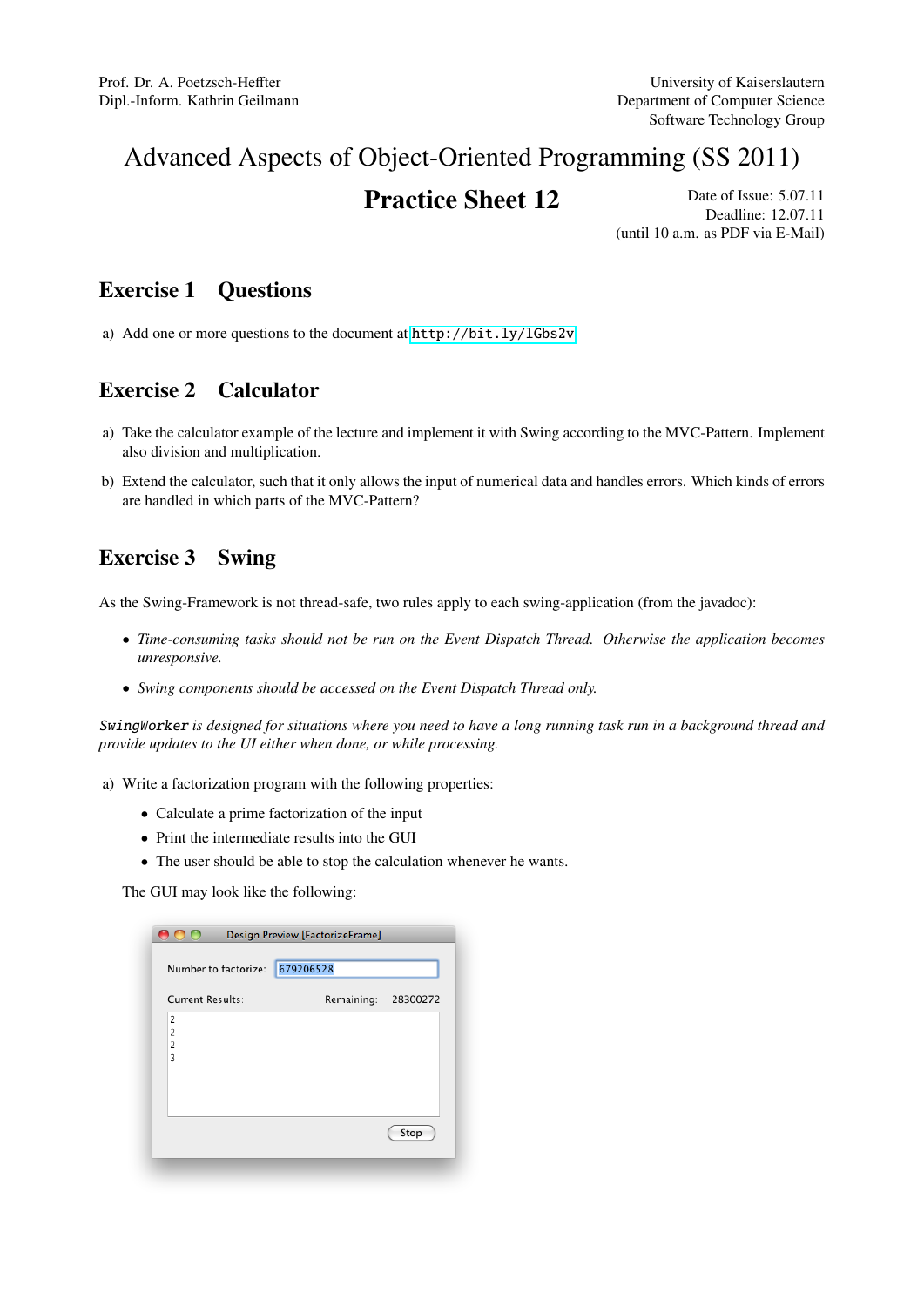Prof. Dr. A. Poetzsch-Heffter
Dipl.-Inform. Kathrin Geilmann

University of Kaiserslautern
Department of Computer Science
Software Technology Group

# Advanced Aspects of Object-Oriented Programming (SS 2011)

## Practice Sheet 12

Date of Issue: 5.07.11
Deadline: 12.07.11
(until 10 a.m. as PDF via E-Mail)

## Exercise 1 Questions

a) Add one or more questions to the document at http://bit.ly/lGbs2v

## Exercise 2 Calculator

a) Take the calculator example of the lecture and implement it with Swing according to the MVC-Pattern. Implement also division and multiplication.

b) Extend the calculator, such that it only allows the input of numerical data and handles errors. Which kinds of errors are handled in which parts of the MVC-Pattern?

## Exercise 3 Swing

As the Swing-Framework is not thread-safe, two rules apply to each swing-application (from the javadoc):

- *Time-consuming tasks should not be run on the Event Dispatch Thread. Otherwise the application becomes unresponsive.*
- *Swing components should be accessed on the Event Dispatch Thread only.*

*`SwingWorker` is designed for situations where you need to have a long running task run in a background thread and provide updates to the UI either when done, or while processing.*

a) Write a factorization program with the following properties:

- Calculate a prime factorization of the input
- Print the intermediate results into the GUI
- The user should be able to stop the calculation whenever he wants.

The GUI may look like the following:

Design Preview [FactorizeFrame]
Number to factorize: 679206528
Current Results:
Remaining: 28300272
2
2
2
3
Stop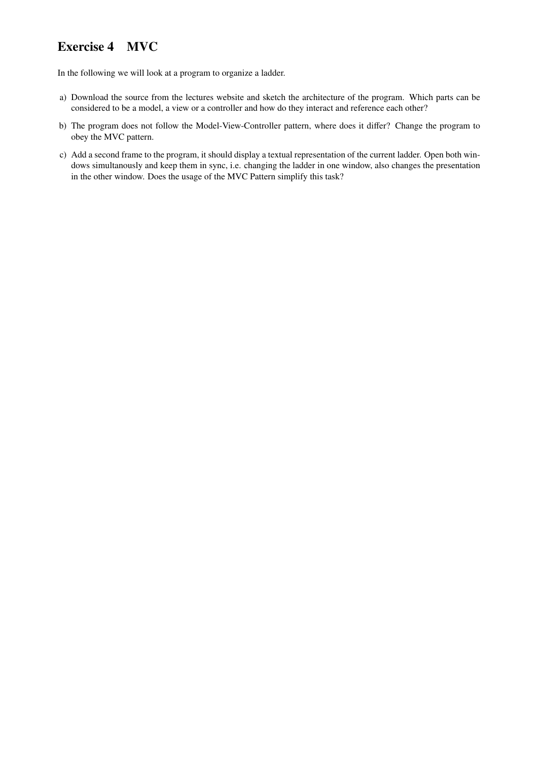## Exercise 4 MVC

In the following we will look at a program to organize a ladder.

a) Download the source from the lectures website and sketch the architecture of the program. Which parts can be considered to be a model, a view or a controller and how do they interact and reference each other?

b) The program does not follow the Model-View-Controller pattern, where does it differ? Change the program to obey the MVC pattern.

c) Add a second frame to the program, it should display a textual representation of the current ladder. Open both windows simultanously and keep them in sync, i.e. changing the ladder in one window, also changes the presentation in the other window. Does the usage of the MVC Pattern simplify this task?